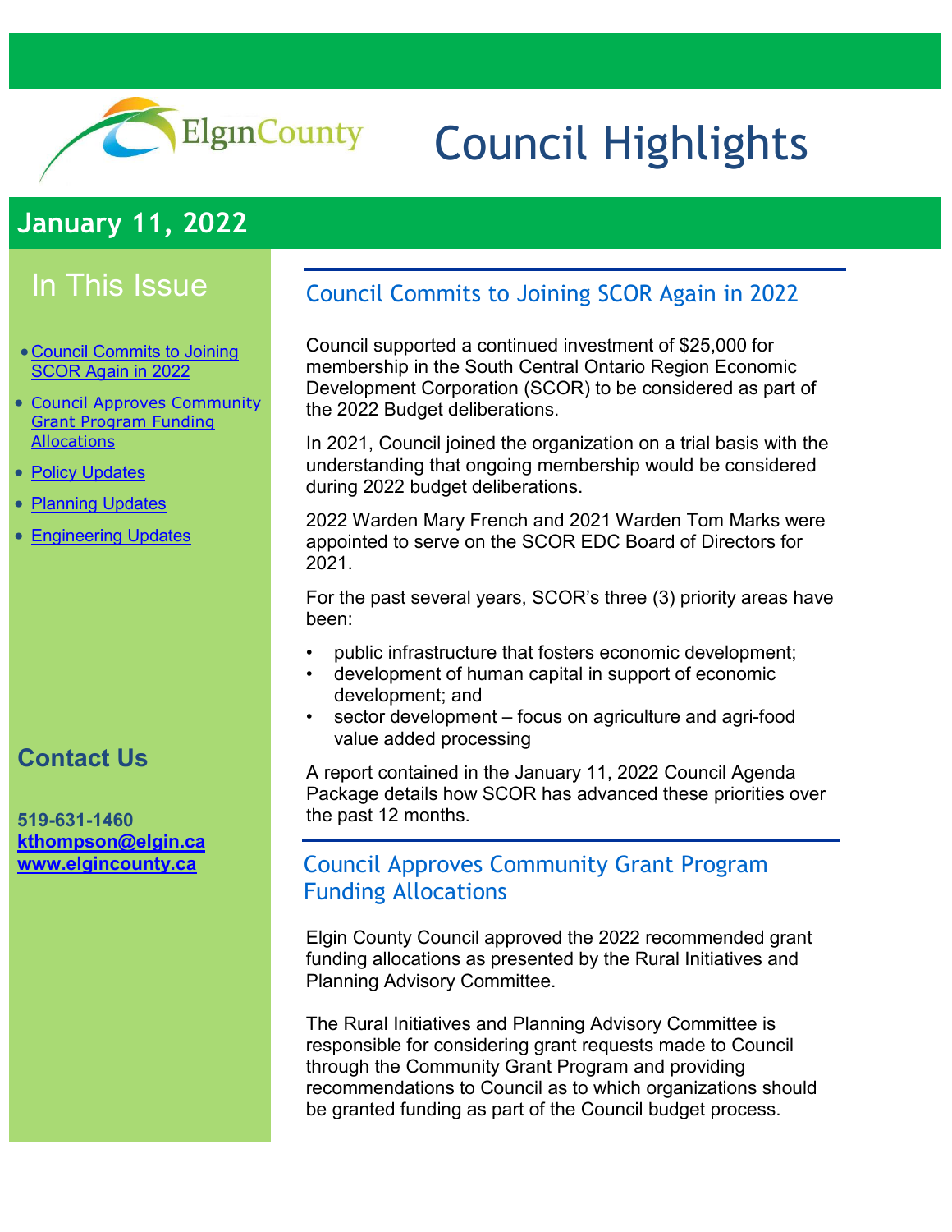# Council Highlights

## January 11, 2022

### In This Issue

- Council Commits to Joining SCOR Again in 2022
- Council Approves Community Grant Program Funding Allocations
- Policy Updates
- Planning Updates
- Engineering Updates

### Contact Us

519-631-1460
**kthompson@elgin.ca**
**www.elgincounty.ca**

## Council Commits to Joining SCOR Again in 2022

Council supported a continued investment of $25,000 for membership in the South Central Ontario Region Economic Development Corporation (SCOR) to be considered as part of the 2022 Budget deliberations.

In 2021, Council joined the organization on a trial basis with the understanding that ongoing membership would be considered during 2022 budget deliberations.

2022 Warden Mary French and 2021 Warden Tom Marks were appointed to serve on the SCOR EDC Board of Directors for 2021.

For the past several years, SCOR's three (3) priority areas have been:

- public infrastructure that fosters economic development;
- development of human capital in support of economic development; and
- sector development – focus on agriculture and agri-food value added processing

A report contained in the January 11, 2022 Council Agenda Package details how SCOR has advanced these priorities over the past 12 months.

## Council Approves Community Grant Program Funding Allocations

Elgin County Council approved the 2022 recommended grant funding allocations as presented by the Rural Initiatives and Planning Advisory Committee.

The Rural Initiatives and Planning Advisory Committee is responsible for considering grant requests made to Council through the Community Grant Program and providing recommendations to Council as to which organizations should be granted funding as part of the Council budget process.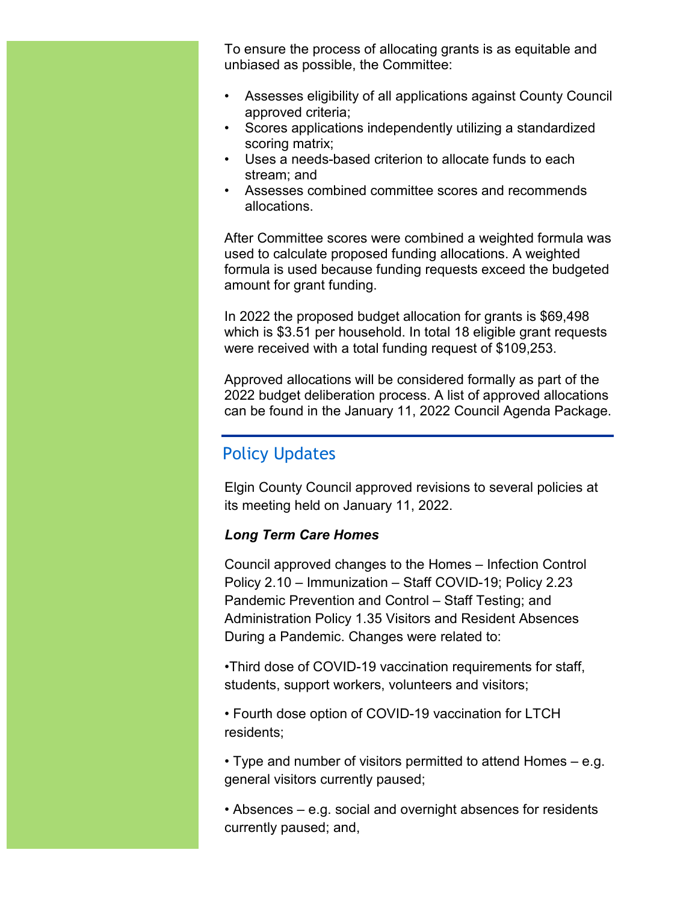To ensure the process of allocating grants is as equitable and unbiased as possible, the Committee:

- Assesses eligibility of all applications against County Council approved criteria;
- Scores applications independently utilizing a standardized scoring matrix;
- Uses a needs-based criterion to allocate funds to each stream; and
- Assesses combined committee scores and recommends allocations.

After Committee scores were combined a weighted formula was used to calculate proposed funding allocations. A weighted formula is used because funding requests exceed the budgeted amount for grant funding.

In 2022 the proposed budget allocation for grants is $69,498 which is $3.51 per household. In total 18 eligible grant requests were received with a total funding request of $109,253.

Approved allocations will be considered formally as part of the 2022 budget deliberation process. A list of approved allocations can be found in the January 11, 2022 Council Agenda Package.

## Policy Updates

Elgin County Council approved revisions to several policies at its meeting held on January 11, 2022.

***Long Term Care Homes***

Council approved changes to the Homes – Infection Control Policy 2.10 – Immunization – Staff COVID-19; Policy 2.23 Pandemic Prevention and Control – Staff Testing; and Administration Policy 1.35 Visitors and Resident Absences During a Pandemic. Changes were related to:

- Third dose of COVID-19 vaccination requirements for staff, students, support workers, volunteers and visitors;
- Fourth dose option of COVID-19 vaccination for LTCH residents;
- Type and number of visitors permitted to attend Homes – e.g. general visitors currently paused;
- Absences – e.g. social and overnight absences for residents currently paused; and,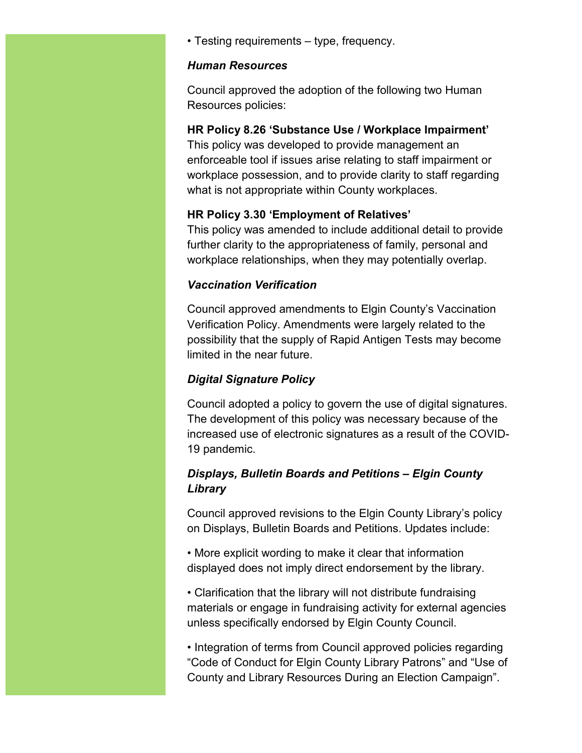- Testing requirements – type, frequency.

### *Human Resources*

Council approved the adoption of the following two Human Resources policies:

**HR Policy 8.26 'Substance Use / Workplace Impairment'**
This policy was developed to provide management an enforceable tool if issues arise relating to staff impairment or workplace possession, and to provide clarity to staff regarding what is not appropriate within County workplaces.

**HR Policy 3.30 'Employment of Relatives'**
This policy was amended to include additional detail to provide further clarity to the appropriateness of family, personal and workplace relationships, when they may potentially overlap.

### *Vaccination Verification*

Council approved amendments to Elgin County's Vaccination Verification Policy. Amendments were largely related to the possibility that the supply of Rapid Antigen Tests may become limited in the near future.

### *Digital Signature Policy*

Council adopted a policy to govern the use of digital signatures. The development of this policy was necessary because of the increased use of electronic signatures as a result of the COVID-19 pandemic.

### *Displays, Bulletin Boards and Petitions – Elgin County Library*

Council approved revisions to the Elgin County Library's policy on Displays, Bulletin Boards and Petitions. Updates include:

- More explicit wording to make it clear that information displayed does not imply direct endorsement by the library.
- Clarification that the library will not distribute fundraising materials or engage in fundraising activity for external agencies unless specifically endorsed by Elgin County Council.
- Integration of terms from Council approved policies regarding "Code of Conduct for Elgin County Library Patrons" and "Use of County and Library Resources During an Election Campaign".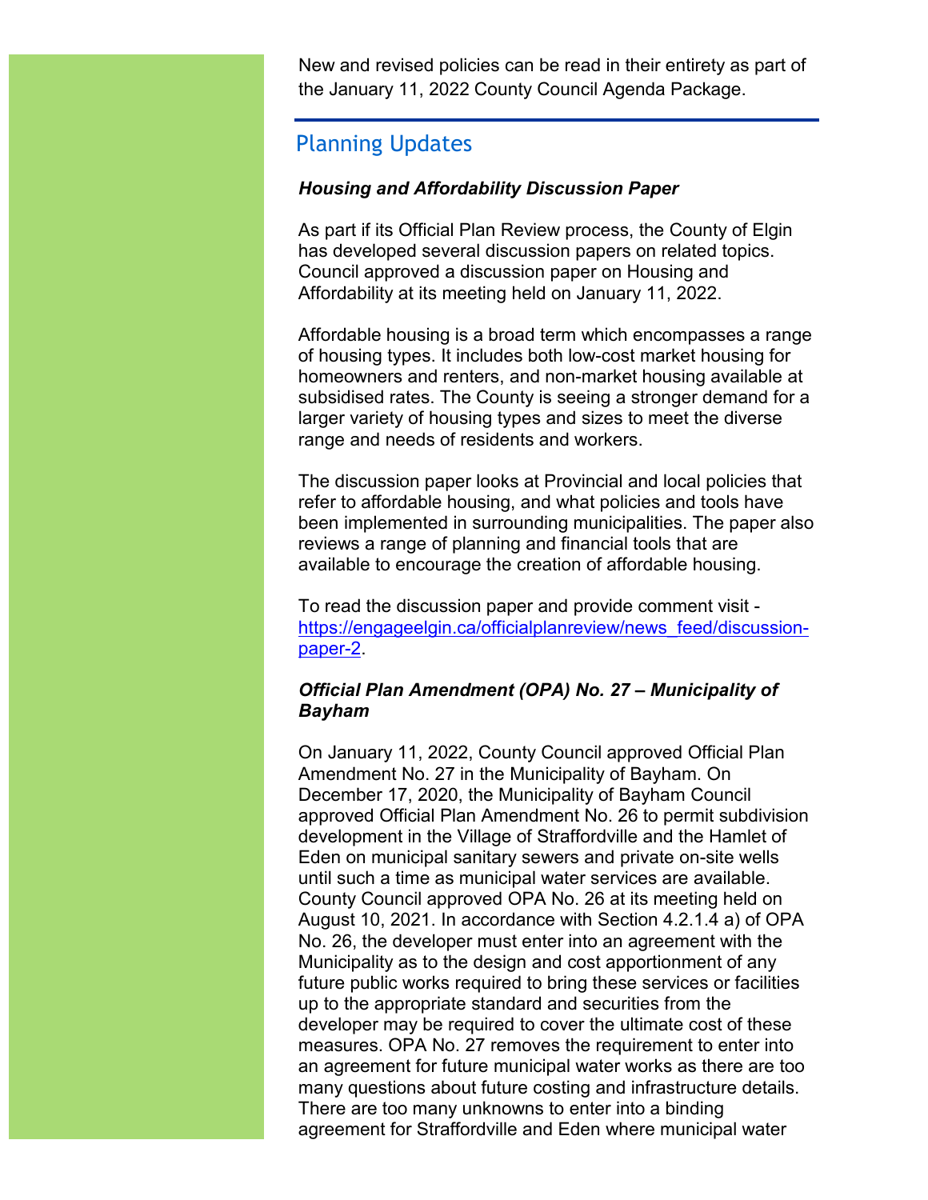New and revised policies can be read in their entirety as part of the January 11, 2022 County Council Agenda Package.

## Planning Updates

***Housing and Affordability Discussion Paper***

As part if its Official Plan Review process, the County of Elgin has developed several discussion papers on related topics. Council approved a discussion paper on Housing and Affordability at its meeting held on January 11, 2022.

Affordable housing is a broad term which encompasses a range of housing types. It includes both low-cost market housing for homeowners and renters, and non-market housing available at subsidised rates. The County is seeing a stronger demand for a larger variety of housing types and sizes to meet the diverse range and needs of residents and workers.

The discussion paper looks at Provincial and local policies that refer to affordable housing, and what policies and tools have been implemented in surrounding municipalities. The paper also reviews a range of planning and financial tools that are available to encourage the creation of affordable housing.

To read the discussion paper and provide comment visit - [https://engageelgin.ca/officialplanreview/news_feed/discussion-paper-2](https://engageelgin.ca/officialplanreview/news_feed/discussion-paper-2).

***Official Plan Amendment (OPA) No. 27 – Municipality of Bayham***

On January 11, 2022, County Council approved Official Plan Amendment No. 27 in the Municipality of Bayham. On December 17, 2020, the Municipality of Bayham Council approved Official Plan Amendment No. 26 to permit subdivision development in the Village of Straffordville and the Hamlet of Eden on municipal sanitary sewers and private on-site wells until such a time as municipal water services are available. County Council approved OPA No. 26 at its meeting held on August 10, 2021. In accordance with Section 4.2.1.4 a) of OPA No. 26, the developer must enter into an agreement with the Municipality as to the design and cost apportionment of any future public works required to bring these services or facilities up to the appropriate standard and securities from the developer may be required to cover the ultimate cost of these measures. OPA No. 27 removes the requirement to enter into an agreement for future municipal water works as there are too many questions about future costing and infrastructure details. There are too many unknowns to enter into a binding agreement for Straffordville and Eden where municipal water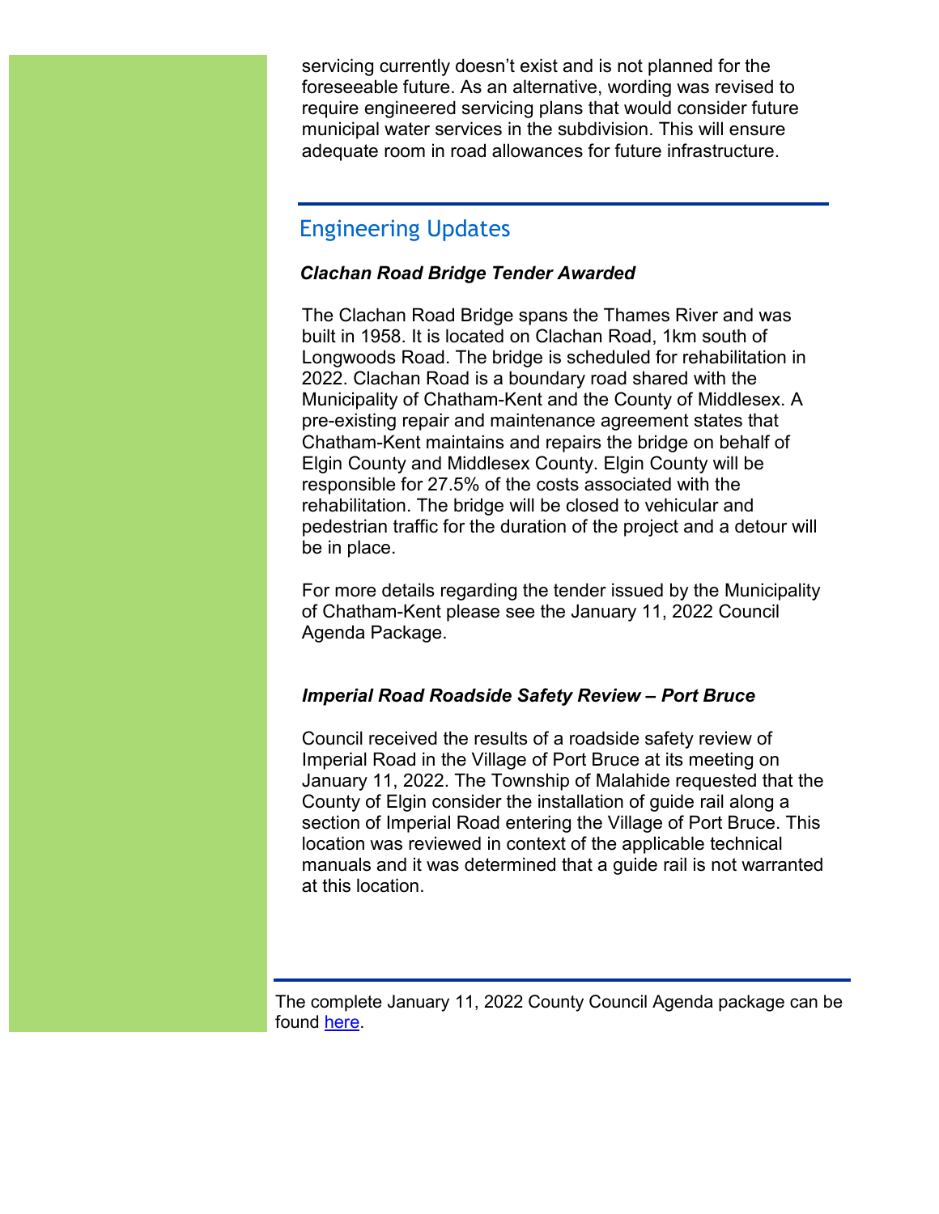servicing currently doesn't exist and is not planned for the foreseeable future. As an alternative, wording was revised to require engineered servicing plans that would consider future municipal water services in the subdivision. This will ensure adequate room in road allowances for future infrastructure.

## Engineering Updates

***Clachan Road Bridge Tender Awarded***

The Clachan Road Bridge spans the Thames River and was built in 1958. It is located on Clachan Road, 1km south of Longwoods Road. The bridge is scheduled for rehabilitation in 2022. Clachan Road is a boundary road shared with the Municipality of Chatham-Kent and the County of Middlesex. A pre-existing repair and maintenance agreement states that Chatham-Kent maintains and repairs the bridge on behalf of Elgin County and Middlesex County. Elgin County will be responsible for 27.5% of the costs associated with the rehabilitation. The bridge will be closed to vehicular and pedestrian traffic for the duration of the project and a detour will be in place.

For more details regarding the tender issued by the Municipality of Chatham-Kent please see the January 11, 2022 Council Agenda Package.

***Imperial Road Roadside Safety Review – Port Bruce***

Council received the results of a roadside safety review of Imperial Road in the Village of Port Bruce at its meeting on January 11, 2022. The Township of Malahide requested that the County of Elgin consider the installation of guide rail along a section of Imperial Road entering the Village of Port Bruce. This location was reviewed in context of the applicable technical manuals and it was determined that a guide rail is not warranted at this location.

---

The complete January 11, 2022 County Council Agenda package can be found here.